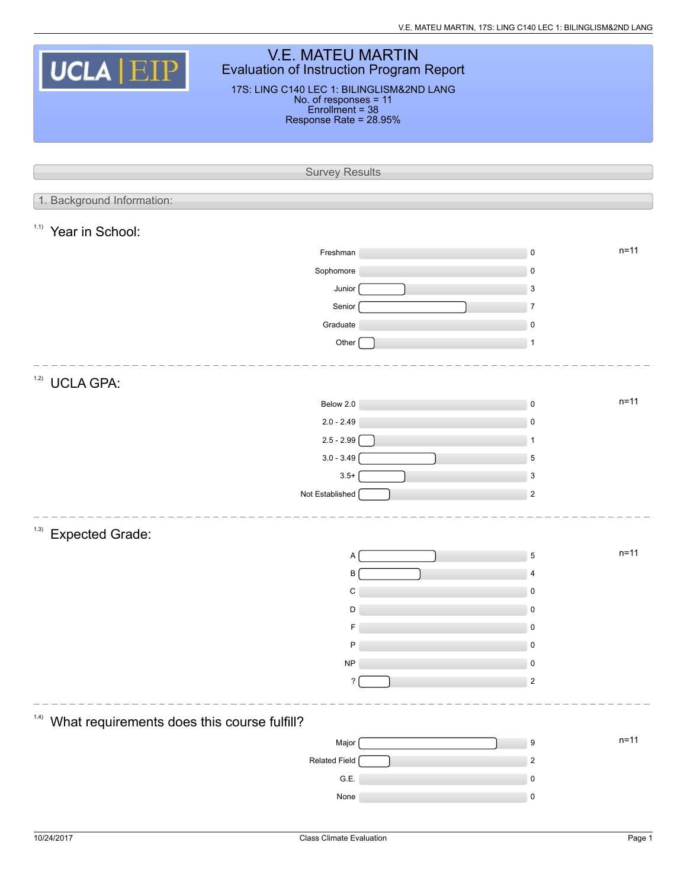# V.E. MATEU MARTIN

## Evaluation of Instruction Program Report

17S: LING C140 LEC 1: BILINGLISM&2ND LANG
No. of responses = 11
Enrollment = 38
Response Rate = 28.95%

## Survey Results

### 1. Background Information:

#### 1.1) Year in School:

n=11

| Response | Count |
|---|---|
| Freshman | 0 |
| Sophomore | 0 |
| Junior | 3 |
| Senior | 7 |
| Graduate | 0 |
| Other | 1 |

#### 1.2) UCLA GPA:

n=11

| Response | Count |
|---|---|
| Below 2.0 | 0 |
| 2.0 - 2.49 | 0 |
| 2.5 - 2.99 | 1 |
| 3.0 - 3.49 | 5 |
| 3.5+ | 3 |
| Not Established | 2 |

#### 1.3) Expected Grade:

n=11

| Response | Count |
|---|---|
| A | 5 |
| B | 4 |
| C | 0 |
| D | 0 |
| F | 0 |
| P | 0 |
| NP | 0 |
| ? | 2 |

#### 1.4) What requirements does this course fulfill?

n=11

| Response | Count |
|---|---|
| Major | 9 |
| Related Field | 2 |
| G.E. | 0 |
| None | 0 |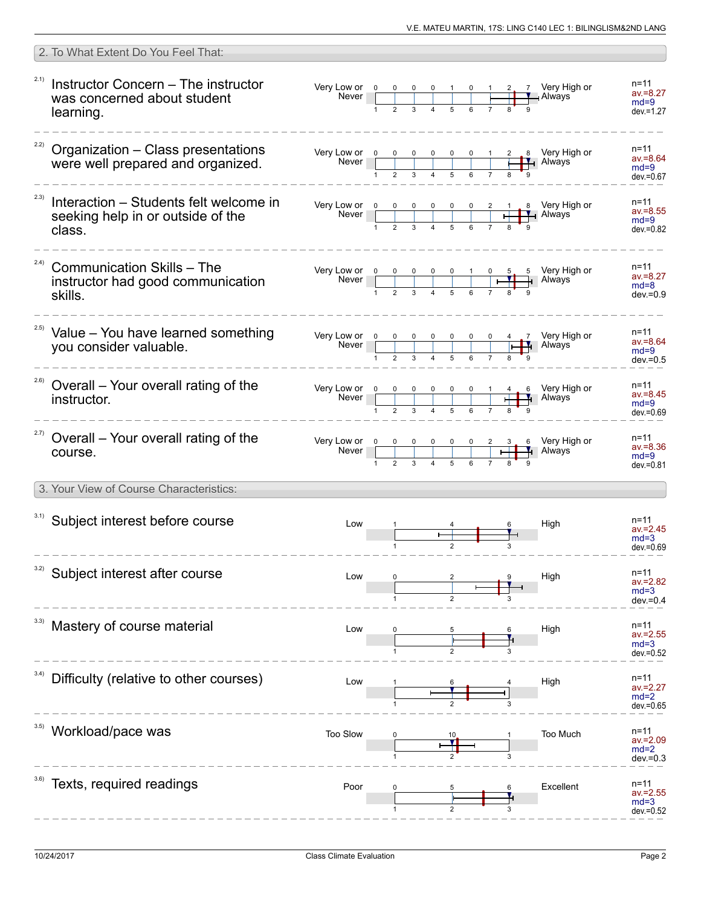## 2. To What Extent Do You Feel That:

**2.1) Instructor Concern – The instructor was concerned about student learning.**

| Very Low or Never | 1 | 2 | 3 | 4 | 5 | 6 | 7 | 8 | 9 | Very High or Always | Statistics |
|---|---|---|---|---|---|---|---|---|---|---|---|
| | 0 | 0 | 0 | 0 | 1 | 0 | 1 | 2 | 7 | | n=11, av.=8.27, md=9, dev.=1.27 |

**2.2) Organization – Class presentations were well prepared and organized.**

| Very Low or Never | 1 | 2 | 3 | 4 | 5 | 6 | 7 | 8 | 9 | Very High or Always | Statistics |
|---|---|---|---|---|---|---|---|---|---|---|---|
| | 0 | 0 | 0 | 0 | 0 | 0 | 1 | 2 | 8 | | n=11, av.=8.64, md=9, dev.=0.67 |

**2.3) Interaction – Students felt welcome in seeking help in or outside of the class.**

| Very Low or Never | 1 | 2 | 3 | 4 | 5 | 6 | 7 | 8 | 9 | Very High or Always | Statistics |
|---|---|---|---|---|---|---|---|---|---|---|---|
| | 0 | 0 | 0 | 0 | 0 | 0 | 2 | 1 | 8 | | n=11, av.=8.55, md=9, dev.=0.82 |

**2.4) Communication Skills – The instructor had good communication skills.**

| Very Low or Never | 1 | 2 | 3 | 4 | 5 | 6 | 7 | 8 | 9 | Very High or Always | Statistics |
|---|---|---|---|---|---|---|---|---|---|---|---|
| | 0 | 0 | 0 | 0 | 0 | 1 | 0 | 5 | 5 | | n=11, av.=8.27, md=8, dev.=0.9 |

**2.5) Value – You have learned something you consider valuable.**

| Very Low or Never | 1 | 2 | 3 | 4 | 5 | 6 | 7 | 8 | 9 | Very High or Always | Statistics |
|---|---|---|---|---|---|---|---|---|---|---|---|
| | 0 | 0 | 0 | 0 | 0 | 0 | 0 | 4 | 7 | | n=11, av.=8.64, md=9, dev.=0.5 |

**2.6) Overall – Your overall rating of the instructor.**

| Very Low or Never | 1 | 2 | 3 | 4 | 5 | 6 | 7 | 8 | 9 | Very High or Always | Statistics |
|---|---|---|---|---|---|---|---|---|---|---|---|
| | 0 | 0 | 0 | 0 | 0 | 0 | 1 | 4 | 6 | | n=11, av.=8.45, md=9, dev.=0.69 |

**2.7) Overall – Your overall rating of the course.**

| Very Low or Never | 1 | 2 | 3 | 4 | 5 | 6 | 7 | 8 | 9 | Very High or Always | Statistics |
|---|---|---|---|---|---|---|---|---|---|---|---|
| | 0 | 0 | 0 | 0 | 0 | 0 | 2 | 3 | 6 | | n=11, av.=8.36, md=9, dev.=0.81 |

## 3. Your View of Course Characteristics:

**3.1) Subject interest before course**

| Low | 1 | 2 | 3 | High | Statistics |
|---|---|---|---|---|---|
| | 1 | 4 | 6 | | n=11, av.=2.45, md=3, dev.=0.69 |

**3.2) Subject interest after course**

| Low | 1 | 2 | 3 | High | Statistics |
|---|---|---|---|---|---|
| | 0 | 2 | 9 | | n=11, av.=2.82, md=3, dev.=0.4 |

**3.3) Mastery of course material**

| Low | 1 | 2 | 3 | High | Statistics |
|---|---|---|---|---|---|
| | 0 | 5 | 6 | | n=11, av.=2.55, md=3, dev.=0.52 |

**3.4) Difficulty (relative to other courses)**

| Low | 1 | 2 | 3 | High | Statistics |
|---|---|---|---|---|---|
| | 1 | 6 | 4 | | n=11, av.=2.27, md=2, dev.=0.65 |

**3.5) Workload/pace was**

| Too Slow | 1 | 2 | 3 | Too Much | Statistics |
|---|---|---|---|---|---|
| | 0 | 10 | 1 | | n=11, av.=2.09, md=2, dev.=0.3 |

**3.6) Texts, required readings**

| Poor | 1 | 2 | 3 | Excellent | Statistics |
|---|---|---|---|---|---|
| | 0 | 5 | 6 | | n=11, av.=2.55, md=3, dev.=0.52 |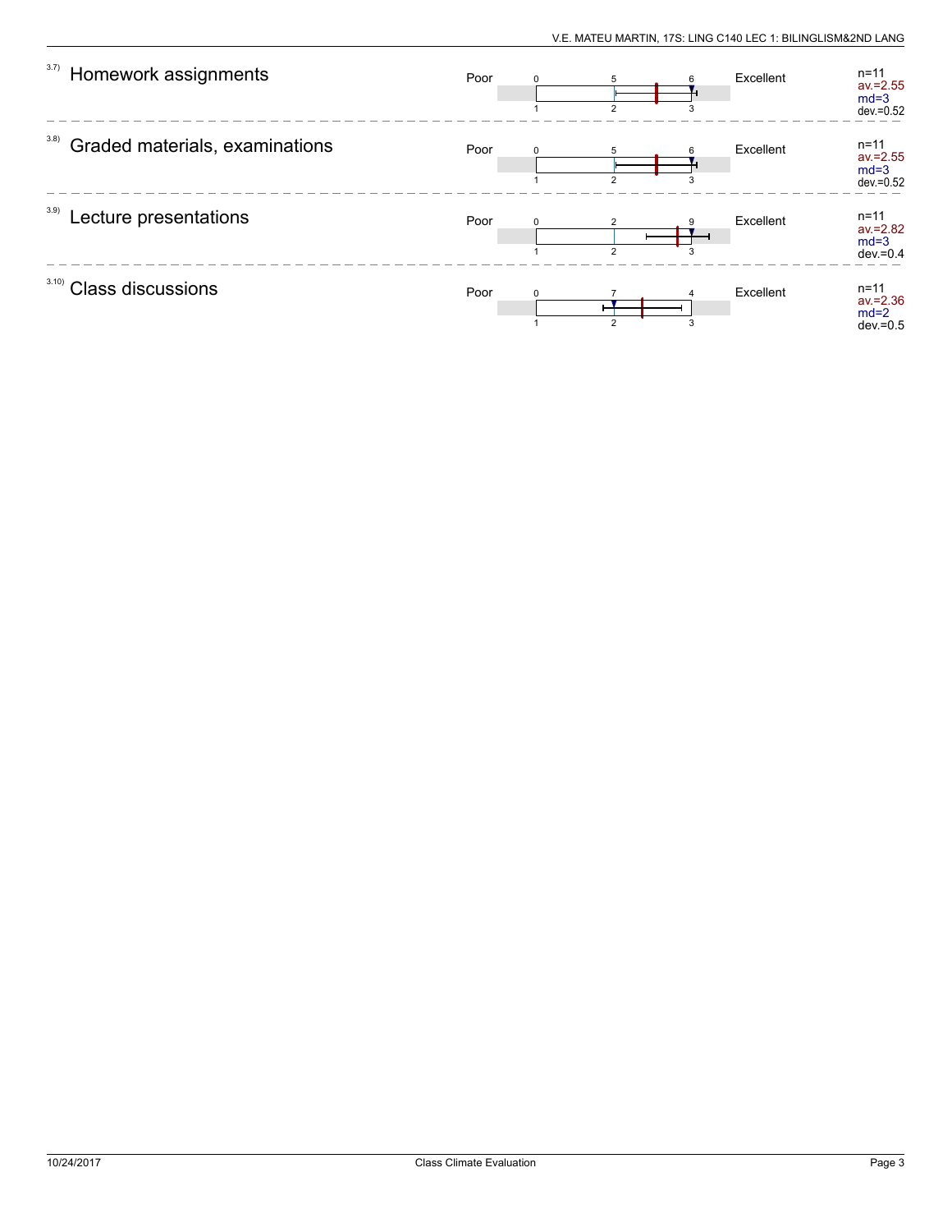| Item | | Scale | | Counts (1 / 2 / 3) | Statistics |
|---|---|---|---|---|---|
| 3.7) | Homework assignments | Poor | Excellent | 0 / 5 / 6 | n=11, av.=2.55, md=3, dev.=0.52 |
| 3.8) | Graded materials, examinations | Poor | Excellent | 0 / 5 / 6 | n=11, av.=2.55, md=3, dev.=0.52 |
| 3.9) | Lecture presentations | Poor | Excellent | 0 / 2 / 9 | n=11, av.=2.82, md=3, dev.=0.4 |
| 3.10) | Class discussions | Poor | Excellent | 0 / 7 / 4 | n=11, av.=2.36, md=2, dev.=0.5 |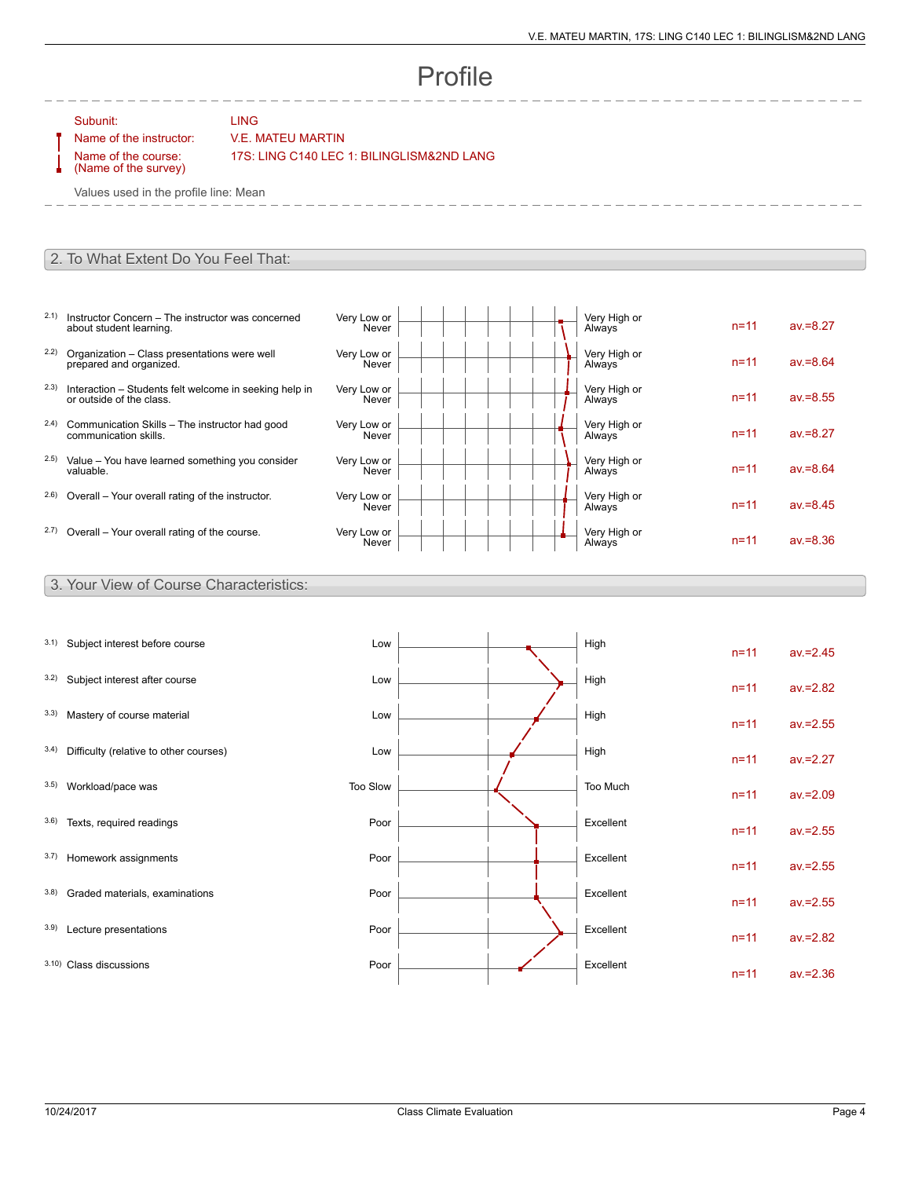# Profile

Subunit: LING
Name of the instructor: V.E. MATEU MARTIN
Name of the course: (Name of the survey) 17S: LING C140 LEC 1: BILINGLISM&2ND LANG

Values used in the profile line: Mean

## 2. To What Extent Do You Feel That:

| | Item | Left pole | Right pole | n | av. |
|---|---|---|---|---|---|
| 2.1) | Instructor Concern – The instructor was concerned about student learning. | Very Low or Never | Very High or Always | n=11 | av.=8.27 |
| 2.2) | Organization – Class presentations were well prepared and organized. | Very Low or Never | Very High or Always | n=11 | av.=8.64 |
| 2.3) | Interaction – Students felt welcome in seeking help in or outside of the class. | Very Low or Never | Very High or Always | n=11 | av.=8.55 |
| 2.4) | Communication Skills – The instructor had good communication skills. | Very Low or Never | Very High or Always | n=11 | av.=8.27 |
| 2.5) | Value – You have learned something you consider valuable. | Very Low or Never | Very High or Always | n=11 | av.=8.64 |
| 2.6) | Overall – Your overall rating of the instructor. | Very Low or Never | Very High or Always | n=11 | av.=8.45 |
| 2.7) | Overall – Your overall rating of the course. | Very Low or Never | Very High or Always | n=11 | av.=8.36 |

## 3. Your View of Course Characteristics:

| | Item | Left pole | Right pole | n | av. |
|---|---|---|---|---|---|
| 3.1) | Subject interest before course | Low | High | n=11 | av.=2.45 |
| 3.2) | Subject interest after course | Low | High | n=11 | av.=2.82 |
| 3.3) | Mastery of course material | Low | High | n=11 | av.=2.55 |
| 3.4) | Difficulty (relative to other courses) | Low | High | n=11 | av.=2.27 |
| 3.5) | Workload/pace was | Too Slow | Too Much | n=11 | av.=2.09 |
| 3.6) | Texts, required readings | Poor | Excellent | n=11 | av.=2.55 |
| 3.7) | Homework assignments | Poor | Excellent | n=11 | av.=2.55 |
| 3.8) | Graded materials, examinations | Poor | Excellent | n=11 | av.=2.55 |
| 3.9) | Lecture presentations | Poor | Excellent | n=11 | av.=2.82 |
| 3.10) | Class discussions | Poor | Excellent | n=11 | av.=2.36 |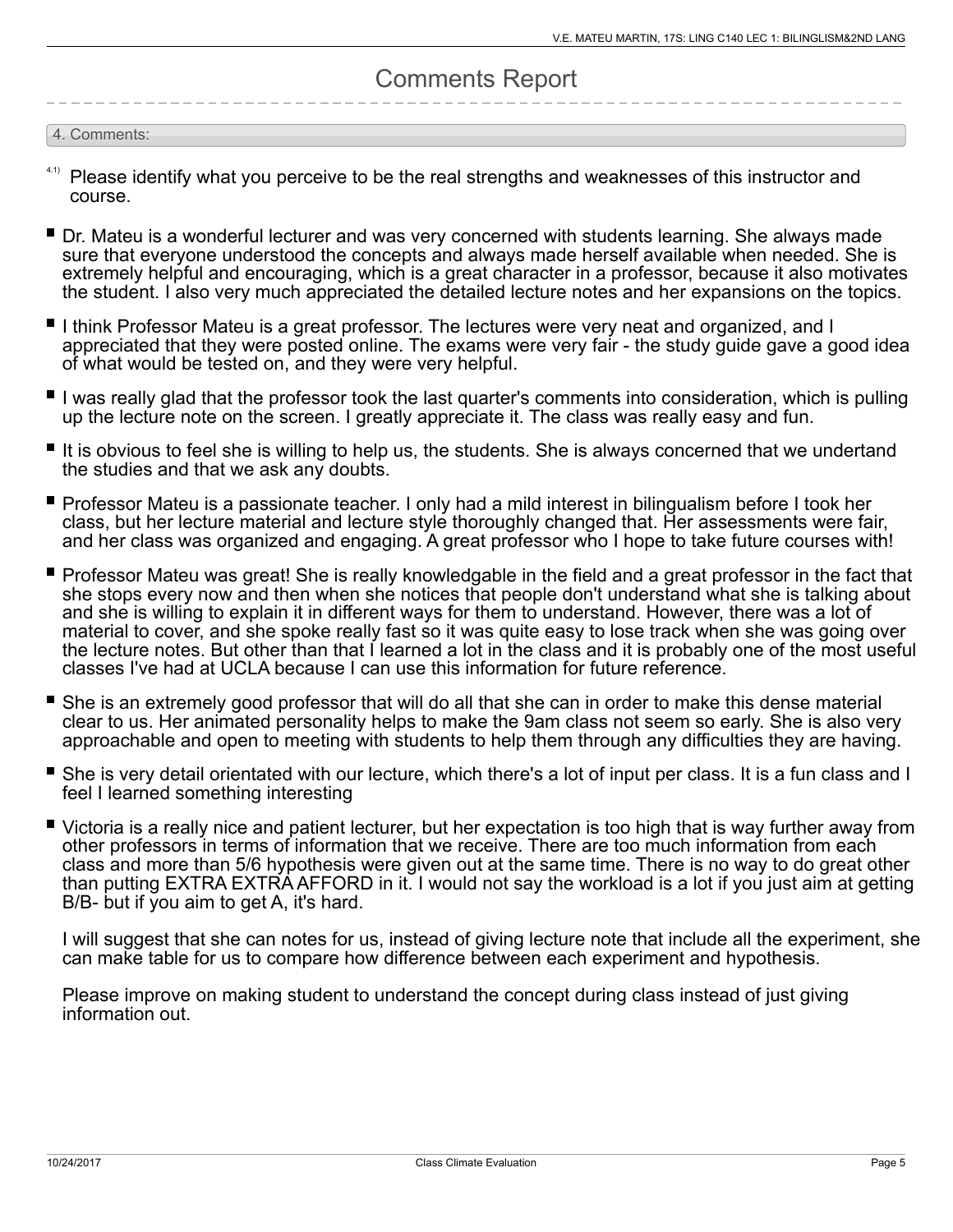# Comments Report

4. Comments:

4.1) Please identify what you perceive to be the real strengths and weaknesses of this instructor and course.

- Dr. Mateu is a wonderful lecturer and was very concerned with students learning. She always made sure that everyone understood the concepts and always made herself available when needed. She is extremely helpful and encouraging, which is a great character in a professor, because it also motivates the student. I also very much appreciated the detailed lecture notes and her expansions on the topics.

- I think Professor Mateu is a great professor. The lectures were very neat and organized, and I appreciated that they were posted online. The exams were very fair - the study guide gave a good idea of what would be tested on, and they were very helpful.

- I was really glad that the professor took the last quarter's comments into consideration, which is pulling up the lecture note on the screen. I greatly appreciate it. The class was really easy and fun.

- It is obvious to feel she is willing to help us, the students. She is always concerned that we undertand the studies and that we ask any doubts.

- Professor Mateu is a passionate teacher. I only had a mild interest in bilingualism before I took her class, but her lecture material and lecture style thoroughly changed that. Her assessments were fair, and her class was organized and engaging. A great professor who I hope to take future courses with!

- Professor Mateu was great! She is really knowledgable in the field and a great professor in the fact that she stops every now and then when she notices that people don't understand what she is talking about and she is willing to explain it in different ways for them to understand. However, there was a lot of material to cover, and she spoke really fast so it was quite easy to lose track when she was going over the lecture notes. But other than that I learned a lot in the class and it is probably one of the most useful classes I've had at UCLA because I can use this information for future reference.

- She is an extremely good professor that will do all that she can in order to make this dense material clear to us. Her animated personality helps to make the 9am class not seem so early. She is also very approachable and open to meeting with students to help them through any difficulties they are having.

- She is very detail orientated with our lecture, which there's a lot of input per class. It is a fun class and I feel I learned something interesting

- Victoria is a really nice and patient lecturer, but her expectation is too high that is way further away from other professors in terms of information that we receive. There are too much information from each class and more than 5/6 hypothesis were given out at the same time. There is no way to do great other than putting EXTRA EXTRA AFFORD in it. I would not say the workload is a lot if you just aim at getting B/B- but if you aim to get A, it's hard.

  I will suggest that she can notes for us, instead of giving lecture note that include all the experiment, she can make table for us to compare how difference between each experiment and hypothesis.

  Please improve on making student to understand the concept during class instead of just giving information out.